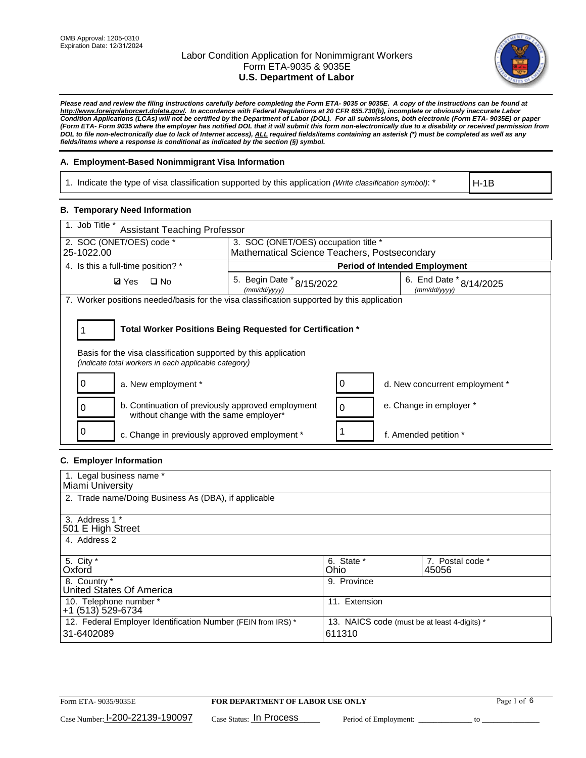OMB Approval: 1205-0310
Expiration Date: 12/31/2024

# Labor Condition Application for Nonimmigrant Workers
## Form ETA-9035 & 9035E
## U.S. Department of Labor

***Please read and review the filing instructions carefully before completing the Form ETA- 9035 or 9035E. A copy of the instructions can be found at http://www.foreignlaborcert.doleta.gov/. In accordance with Federal Regulations at 20 CFR 655.730(b), incomplete or obviously inaccurate Labor Condition Applications (LCAs) will not be certified by the Department of Labor (DOL). For all submissions, both electronic (Form ETA- 9035E) or paper (Form ETA- Form 9035 where the employer has notified DOL that it will submit this form non-electronically due to a disability or received permission from DOL to file non-electronically due to lack of Internet access), ALL required fields/items containing an asterisk (*) must be completed as well as any fields/items where a response is conditional as indicated by the section (§) symbol.***

### A. Employment-Based Nonimmigrant Visa Information

| 1. Indicate the type of visa classification supported by this application *(Write classification symbol)*: * | H-1B |
|---|---|

### B. Temporary Need Information

| 1. Job Title * Assistant Teaching Professor | | |
|---|---|---|
| 2. SOC (ONET/OES) code * 25-1022.00 | 3. SOC (ONET/OES) occupation title * Mathematical Science Teachers, Postsecondary | |
| 4. Is this a full-time position? * | Period of Intended Employment | |
| ☑ Yes ☐ No | 5. Begin Date * (mm/dd/yyyy) 8/15/2022 | 6. End Date * (mm/dd/yyyy) 8/14/2025 |

7. Worker positions needed/basis for the visa classification supported by this application

**1** — **Total Worker Positions Being Requested for Certification ***

Basis for the visa classification supported by this application
*(indicate total workers in each applicable category)*

| Count | Category | Count | Category |
|---|---|---|---|
| 0 | a. New employment * | 0 | d. New concurrent employment * |
| 0 | b. Continuation of previously approved employment without change with the same employer* | 0 | e. Change in employer * |
| 0 | c. Change in previously approved employment * | 1 | f. Amended petition * |

### C. Employer Information

| 1. Legal business name * Miami University | | |
|---|---|---|
| 2. Trade name/Doing Business As (DBA), if applicable | | |
| 3. Address 1 * 501 E High Street | | |
| 4. Address 2 | | |
| 5. City * Oxford | 6. State * Ohio | 7. Postal code * 45056 |
| 8. Country * United States Of America | 9. Province | |
| 10. Telephone number * +1 (513) 529-6734 | 11. Extension | |
| 12. Federal Employer Identification Number (FEIN from IRS) * 31-6402089 | 13. NAICS code (must be at least 4-digits) * 611310 | |

Form ETA- 9035/9035E — FOR DEPARTMENT OF LABOR USE ONLY

Case Number: I-200-22139-190097 Case Status: In Process Period of Employment: _____________ to _____________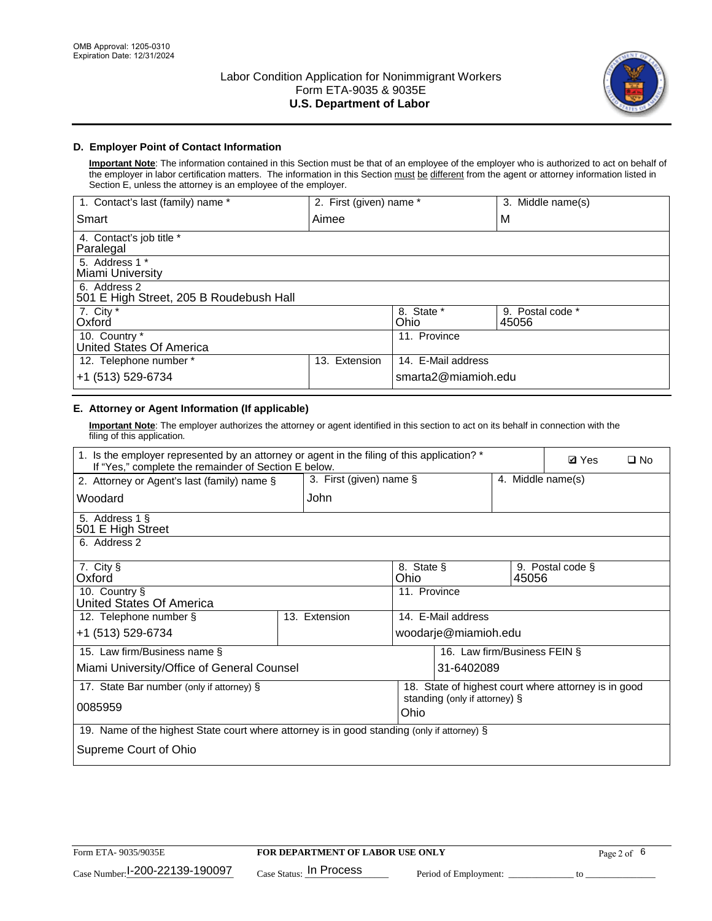OMB Approval: 1205-0310
Expiration Date: 12/31/2024

# Labor Condition Application for Nonimmigrant Workers
## Form ETA-9035 & 9035E
## U.S. Department of Labor

### D. Employer Point of Contact Information

**Important Note**: The information contained in this Section must be that of an employee of the employer who is authorized to act on behalf of the employer in labor certification matters. The information in this Section must be different from the agent or attorney information listed in Section E, unless the attorney is an employee of the employer.

| 1. Contact's last (family) name * | 2. First (given) name * | 3. Middle name(s) |
|---|---|---|
| Smart | Aimee | M |
| 4. Contact's job title * Paralegal | | |
| 5. Address 1 * Miami University | | |
| 6. Address 2 501 E High Street, 205 B Roudebush Hall | | |
| 7. City * Oxford | 8. State * Ohio | 9. Postal code * 45056 |
| 10. Country * United States Of America | 11. Province | |
| 12. Telephone number * +1 (513) 529-6734 | 13. Extension | 14. E-Mail address smarta2@miamioh.edu |

### E. Attorney or Agent Information (If applicable)

**Important Note**: The employer authorizes the attorney or agent identified in this section to act on its behalf in connection with the filing of this application.

| 1. Is the employer represented by an attorney or agent in the filing of this application? * If "Yes," complete the remainder of Section E below. | | ☑ Yes ☐ No |
|---|---|---|
| 2. Attorney or Agent's last (family) name § Woodard | 3. First (given) name § John | 4. Middle name(s) |
| 5. Address 1 § 501 E High Street | | |
| 6. Address 2 | | |
| 7. City § Oxford | 8. State § Ohio | 9. Postal code § 45056 |
| 10. Country § United States Of America | 11. Province | |
| 12. Telephone number § +1 (513) 529-6734 | 13. Extension | 14. E-Mail address woodarje@miamioh.edu |
| 15. Law firm/Business name § Miami University/Office of General Counsel | | 16. Law firm/Business FEIN § 31-6402089 |
| 17. State Bar number (only if attorney) § 0085959 | | 18. State of highest court where attorney is in good standing (only if attorney) § Ohio |
| 19. Name of the highest State court where attorney is in good standing (only if attorney) § Supreme Court of Ohio | | |

Form ETA- 9035/9035E | FOR DEPARTMENT OF LABOR USE ONLY

Case Number: I-200-22139-190097 Case Status: In Process Period of Employment: ____________ to ____________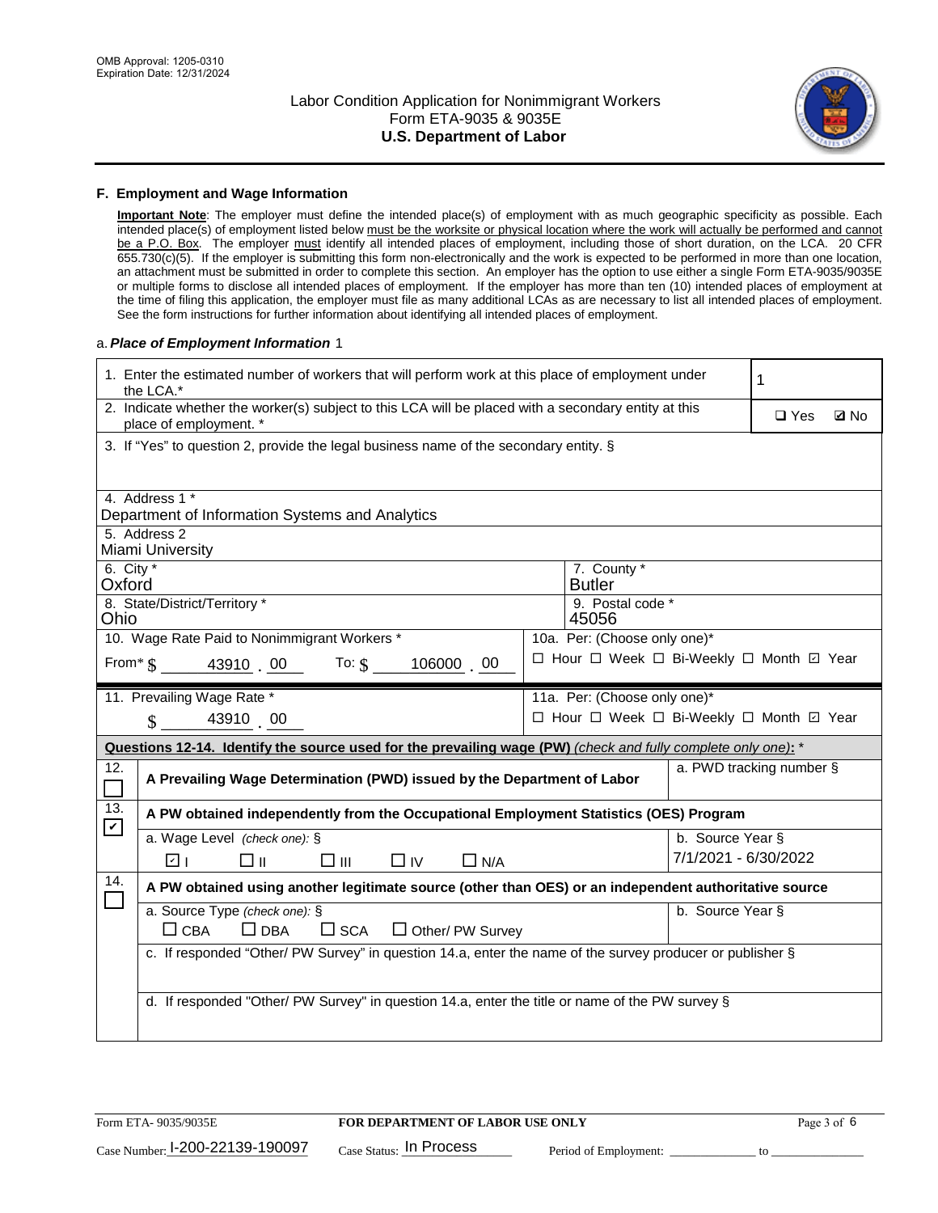## F. Employment and Wage Information

**Important Note**: The employer must define the intended place(s) of employment with as much geographic specificity as possible. Each intended place(s) of employment listed below must be the worksite or physical location where the work will actually be performed and cannot be a P.O. Box. The employer must identify all intended places of employment, including those of short duration, on the LCA. 20 CFR 655.730(c)(5). If the employer is submitting this form non-electronically and the work is expected to be performed in more than one location, an attachment must be submitted in order to complete this section. An employer has the option to use either a single Form ETA-9035/9035E or multiple forms to disclose all intended places of employment. If the employer has more than ten (10) intended places of employment at the time of filing this application, the employer must file as many additional LCAs as are necessary to list all intended places of employment. See the form instructions for further information about identifying all intended places of employment.

a. *Place of Employment Information* 1

| | |
|---|---|
| 1. Enter the estimated number of workers that will perform work at this place of employment under the LCA.* | 1 |
| 2. Indicate whether the worker(s) subject to this LCA will be placed with a secondary entity at this place of employment. * | ☐ Yes ☑ No |
| 3. If "Yes" to question 2, provide the legal business name of the secondary entity. § | |
| 4. Address 1 * Department of Information Systems and Analytics | |
| 5. Address 2 Miami University | |
| 6. City * Oxford | 7. County * Butler |
| 8. State/District/Territory * Ohio | 9. Postal code * 45056 |
| 10. Wage Rate Paid to Nonimmigrant Workers * From* $ 43910 . 00 To: $ 106000 . 00 | 10a. Per: (Choose only one)* ☐ Hour ☐ Week ☐ Bi-Weekly ☐ Month ☑ Year |
| 11. Prevailing Wage Rate * $ 43910 . 00 | 11a. Per: (Choose only one)* ☐ Hour ☐ Week ☐ Bi-Weekly ☐ Month ☑ Year |

**Questions 12-14. Identify the source used for the prevailing wage (PW)** *(check and fully complete only one)*: *

| | | |
|---|---|---|
| 12. ☐ | **A Prevailing Wage Determination (PWD) issued by the Department of Labor** | a. PWD tracking number § |
| 13. ☑ | **A PW obtained independently from the Occupational Employment Statistics (OES) Program** | |
| | a. Wage Level *(check one):* § ☑ I ☐ II ☐ III ☐ IV ☐ N/A | b. Source Year § 7/1/2021 - 6/30/2022 |
| 14. ☐ | **A PW obtained using another legitimate source (other than OES) or an independent authoritative source** | |
| | a. Source Type *(check one):* § ☐ CBA ☐ DBA ☐ SCA ☐ Other/ PW Survey | b. Source Year § |
| | c. If responded "Other/ PW Survey" in question 14.a, enter the name of the survey producer or publisher § | |
| | d. If responded "Other/ PW Survey" in question 14.a, enter the title or name of the PW survey § | |

Form ETA- 9035/9035E | FOR DEPARTMENT OF LABOR USE ONLY

Case Number: I-200-22139-190097 Case Status: In Process Period of Employment: _____________ to _______________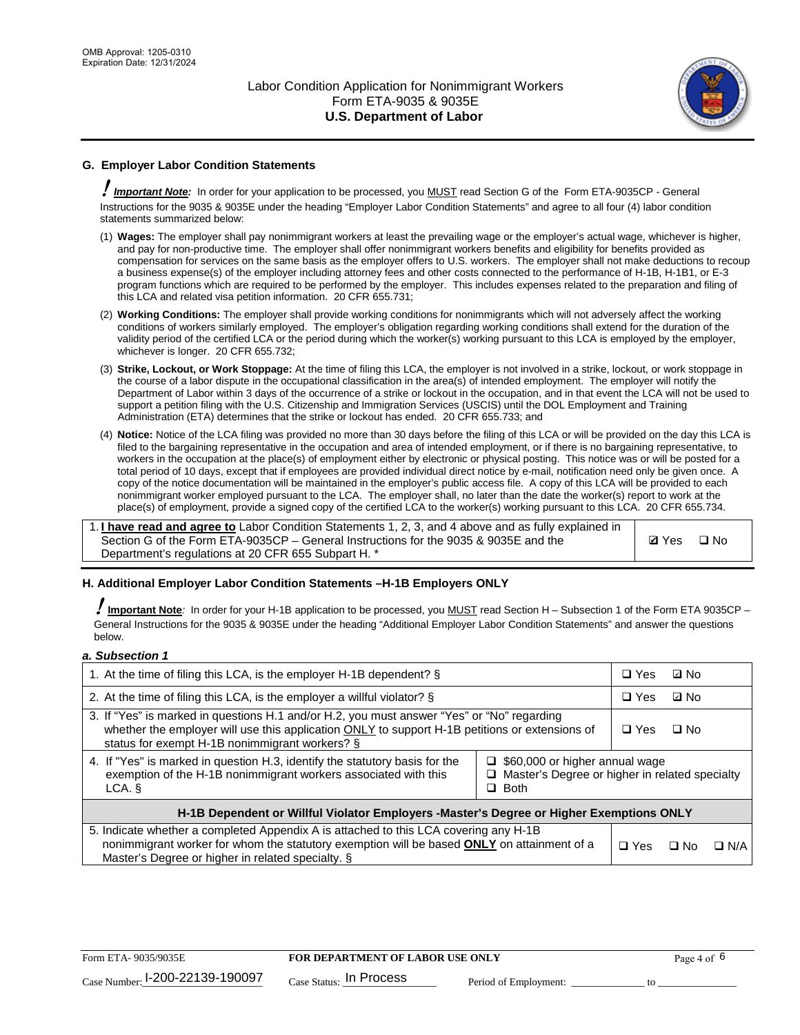## G. Employer Labor Condition Statements

! ***Important Note:*** In order for your application to be processed, you MUST read Section G of the Form ETA-9035CP - General Instructions for the 9035 & 9035E under the heading "Employer Labor Condition Statements" and agree to all four (4) labor condition statements summarized below:

(1) **Wages:** The employer shall pay nonimmigrant workers at least the prevailing wage or the employer's actual wage, whichever is higher, and pay for non-productive time. The employer shall offer nonimmigrant workers benefits and eligibility for benefits provided as compensation for services on the same basis as the employer offers to U.S. workers. The employer shall not make deductions to recoup a business expense(s) of the employer including attorney fees and other costs connected to the performance of H-1B, H-1B1, or E-3 program functions which are required to be performed by the employer. This includes expenses related to the preparation and filing of this LCA and related visa petition information. 20 CFR 655.731;

(2) **Working Conditions:** The employer shall provide working conditions for nonimmigrants which will not adversely affect the working conditions of workers similarly employed. The employer's obligation regarding working conditions shall extend for the duration of the validity period of the certified LCA or the period during which the worker(s) working pursuant to this LCA is employed by the employer, whichever is longer. 20 CFR 655.732;

(3) **Strike, Lockout, or Work Stoppage:** At the time of filing this LCA, the employer is not involved in a strike, lockout, or work stoppage in the course of a labor dispute in the occupational classification in the area(s) of intended employment. The employer will notify the Department of Labor within 3 days of the occurrence of a strike or lockout in the occupation, and in that event the LCA will not be used to support a petition filing with the U.S. Citizenship and Immigration Services (USCIS) until the DOL Employment and Training Administration (ETA) determines that the strike or lockout has ended. 20 CFR 655.733; and

(4) **Notice:** Notice of the LCA filing was provided no more than 30 days before the filing of this LCA or will be provided on the day this LCA is filed to the bargaining representative in the occupation and area of intended employment, or if there is no bargaining representative, to workers in the occupation at the place(s) of employment either by electronic or physical posting. This notice was or will be posted for a total period of 10 days, except that if employees are provided individual direct notice by e-mail, notification need only be given once. A copy of the notice documentation will be maintained in the employer's public access file. A copy of this LCA will be provided to each nonimmigrant worker employed pursuant to the LCA. The employer shall, no later than the date the worker(s) report to work at the place(s) of employment, provide a signed copy of the certified LCA to the worker(s) working pursuant to this LCA. 20 CFR 655.734.

| | |
|---|---|
| 1. **I have read and agree to** Labor Condition Statements 1, 2, 3, and 4 above and as fully explained in Section G of the Form ETA-9035CP – General Instructions for the 9035 & 9035E and the Department's regulations at 20 CFR 655 Subpart H. * | ☑ Yes ☐ No |

## H. Additional Employer Labor Condition Statements –H-1B Employers ONLY

! **Important Note**: In order for your H-1B application to be processed, you MUST read Section H – Subsection 1 of the Form ETA 9035CP – General Instructions for the 9035 & 9035E under the heading "Additional Employer Labor Condition Statements" and answer the questions below.

***a. Subsection 1***

| | | |
|---|---|---|
| 1. At the time of filing this LCA, is the employer H-1B dependent? § | | ☐ Yes ☑ No |
| 2. At the time of filing this LCA, is the employer a willful violator? § | | ☐ Yes ☑ No |
| 3. If "Yes" is marked in questions H.1 and/or H.2, you must answer "Yes" or "No" regarding whether the employer will use this application ONLY to support H-1B petitions or extensions of status for exempt H-1B nonimmigrant workers? § | | ☐ Yes ☐ No |
| 4. If "Yes" is marked in question H.3, identify the statutory basis for the exemption of the H-1B nonimmigrant workers associated with this LCA. § | ☐ $60,000 or higher annual wage<br>☐ Master's Degree or higher in related specialty<br>☐ Both | |
| **H-1B Dependent or Willful Violator Employers -Master's Degree or Higher Exemptions ONLY** | | |
| 5. Indicate whether a completed Appendix A is attached to this LCA covering any H-1B nonimmigrant worker for whom the statutory exemption will be based **ONLY** on attainment of a Master's Degree or higher in related specialty. § | | ☐ Yes ☐ No ☐ N/A |

Form ETA- 9035/9035E | **FOR DEPARTMENT OF LABOR USE ONLY**

Case Number: I-200-22139-190097 Case Status: In Process Period of Employment: _____________ to _____________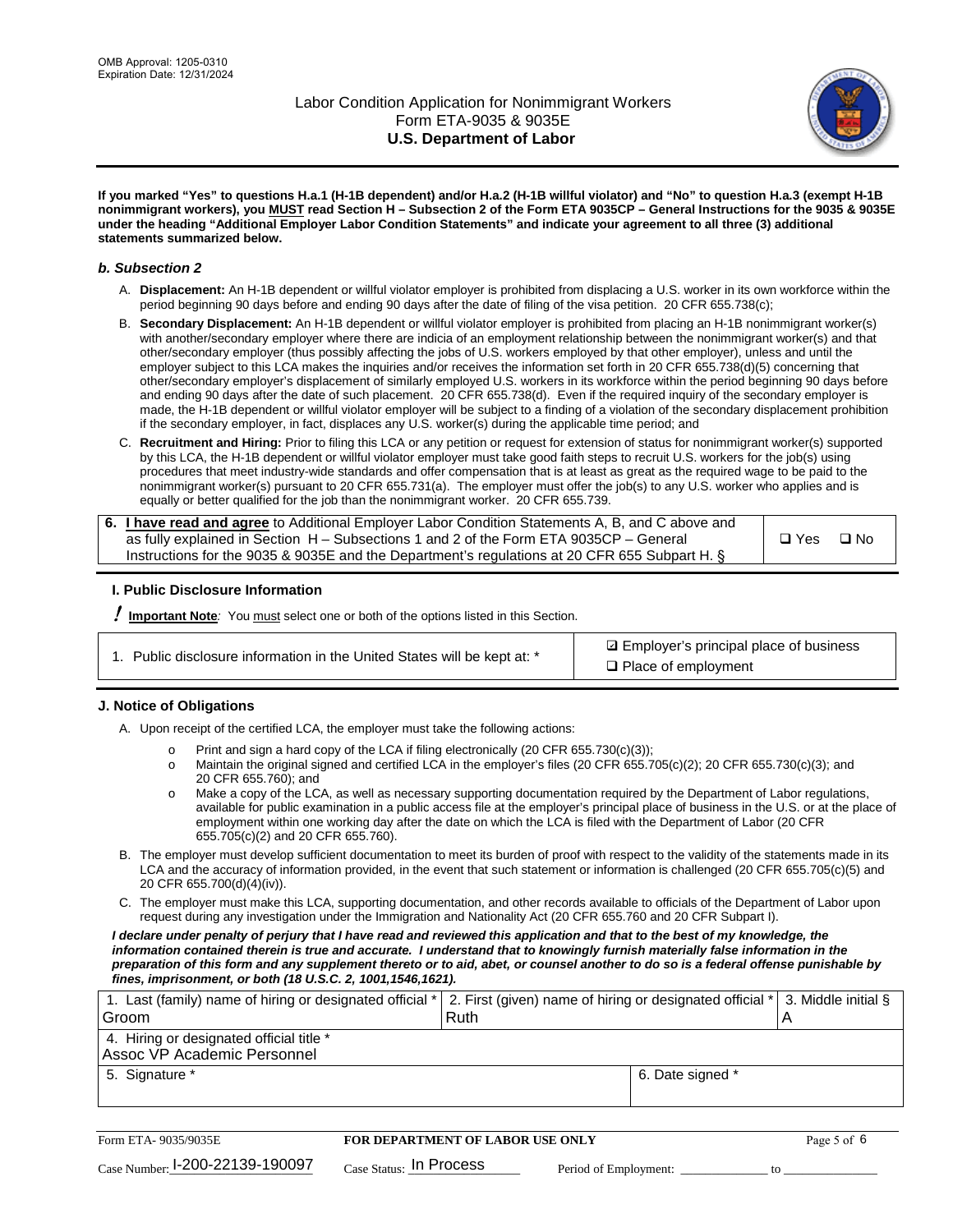If you marked "Yes" to questions H.a.1 (H-1B dependent) and/or H.a.2 (H-1B willful violator) and "No" to question H.a.3 (exempt H-1B nonimmigrant workers), you MUST read Section H – Subsection 2 of the Form ETA 9035CP – General Instructions for the 9035 & 9035E under the heading "Additional Employer Labor Condition Statements" and indicate your agreement to all three (3) additional statements summarized below.

### b. Subsection 2

A. **Displacement:** An H-1B dependent or willful violator employer is prohibited from displacing a U.S. worker in its own workforce within the period beginning 90 days before and ending 90 days after the date of filing of the visa petition. 20 CFR 655.738(c);

B. **Secondary Displacement:** An H-1B dependent or willful violator employer is prohibited from placing an H-1B nonimmigrant worker(s) with another/secondary employer where there are indicia of an employment relationship between the nonimmigrant worker(s) and that other/secondary employer (thus possibly affecting the jobs of U.S. workers employed by that other employer), unless and until the employer subject to this LCA makes the inquiries and/or receives the information set forth in 20 CFR 655.738(d)(5) concerning that other/secondary employer's displacement of similarly employed U.S. workers in its workforce within the period beginning 90 days before and ending 90 days after the date of such placement. 20 CFR 655.738(d). Even if the required inquiry of the secondary employer is made, the H-1B dependent or willful violator employer will be subject to a finding of a violation of the secondary displacement prohibition if the secondary employer, in fact, displaces any U.S. worker(s) during the applicable time period; and

C. **Recruitment and Hiring:** Prior to filing this LCA or any petition or request for extension of status for nonimmigrant worker(s) supported by this LCA, the H-1B dependent or willful violator employer must take good faith steps to recruit U.S. workers for the job(s) using procedures that meet industry-wide standards and offer compensation that is at least as great as the required wage to be paid to the nonimmigrant worker(s) pursuant to 20 CFR 655.731(a). The employer must offer the job(s) to any U.S. worker who applies and is equally or better qualified for the job than the nonimmigrant worker. 20 CFR 655.739.

| 6. **I have read and agree** to Additional Employer Labor Condition Statements A, B, and C above and as fully explained in Section H – Subsections 1 and 2 of the Form ETA 9035CP – General Instructions for the 9035 & 9035E and the Department's regulations at 20 CFR 655 Subpart H. § | ❑ Yes ❑ No |
|---|---|

## I. Public Disclosure Information

! **Important Note**: You must select one or both of the options listed in this Section.

| 1. Public disclosure information in the United States will be kept at: * | ☑ Employer's principal place of business<br>❑ Place of employment |
|---|---|

## J. Notice of Obligations

A. Upon receipt of the certified LCA, the employer must take the following actions:

- Print and sign a hard copy of the LCA if filing electronically (20 CFR 655.730(c)(3));
- Maintain the original signed and certified LCA in the employer's files (20 CFR 655.705(c)(2); 20 CFR 655.730(c)(3); and 20 CFR 655.760); and
- Make a copy of the LCA, as well as necessary supporting documentation required by the Department of Labor regulations, available for public examination in a public access file at the employer's principal place of business in the U.S. or at the place of employment within one working day after the date on which the LCA is filed with the Department of Labor (20 CFR 655.705(c)(2) and 20 CFR 655.760).

B. The employer must develop sufficient documentation to meet its burden of proof with respect to the validity of the statements made in its LCA and the accuracy of information provided, in the event that such statement or information is challenged (20 CFR 655.705(c)(5) and 20 CFR 655.700(d)(4)(iv)).

C. The employer must make this LCA, supporting documentation, and other records available to officials of the Department of Labor upon request during any investigation under the Immigration and Nationality Act (20 CFR 655.760 and 20 CFR Subpart I).

***I declare under penalty of perjury that I have read and reviewed this application and that to the best of my knowledge, the information contained therein is true and accurate. I understand that to knowingly furnish materially false information in the preparation of this form and any supplement thereto or to aid, abet, or counsel another to do so is a federal offense punishable by fines, imprisonment, or both (18 U.S.C. 2, 1001,1546,1621).***

| 1. Last (family) name of hiring or designated official * | 2. First (given) name of hiring or designated official * | 3. Middle initial § |
|---|---|---|
| Groom | Ruth | A |
| 4. Hiring or designated official title * | | |
| Assoc VP Academic Personnel | | |
| 5. Signature * | 6. Date signed * | |
| | | |

| Form ETA- 9035/9035E | FOR DEPARTMENT OF LABOR USE ONLY | |
|---|---|---|
| Case Number: I-200-22139-190097 | Case Status: In Process | Period of Employment: _____________ to _____________ |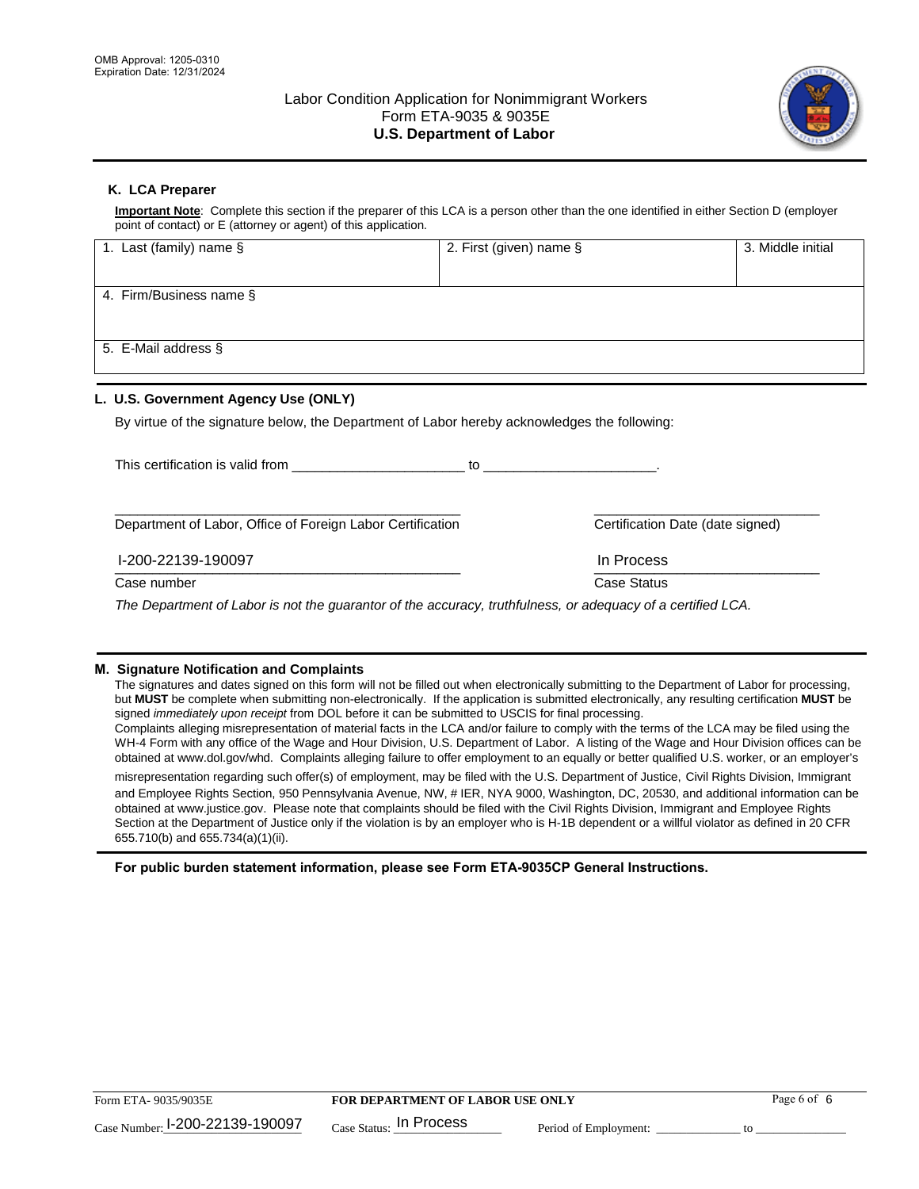OMB Approval: 1205-0310
Expiration Date: 12/31/2024

Labor Condition Application for Nonimmigrant Workers
Form ETA-9035 & 9035E
**U.S. Department of Labor**

### K. LCA Preparer

**Important Note**: Complete this section if the preparer of this LCA is a person other than the one identified in either Section D (employer point of contact) or E (attorney or agent) of this application.

| | | |
|---|---|---|
| 1. Last (family) name § | 2. First (given) name § | 3. Middle initial |
| 4. Firm/Business name § | | |
| 5. E-Mail address § | | |

### L. U.S. Government Agency Use (ONLY)

By virtue of the signature below, the Department of Labor hereby acknowledges the following:

This certification is valid from ______________________ to ______________________.

______________________________________________ Department of Labor, Office of Foreign Labor Certification

______________________________ Certification Date (date signed)

I-200-22139-190097
Case number

In Process
Case Status

*The Department of Labor is not the guarantor of the accuracy, truthfulness, or adequacy of a certified LCA.*

### M. Signature Notification and Complaints

The signatures and dates signed on this form will not be filled out when electronically submitting to the Department of Labor for processing, but **MUST** be complete when submitting non-electronically. If the application is submitted electronically, any resulting certification **MUST** be signed *immediately upon receipt* from DOL before it can be submitted to USCIS for final processing.

Complaints alleging misrepresentation of material facts in the LCA and/or failure to comply with the terms of the LCA may be filed using the WH-4 Form with any office of the Wage and Hour Division, U.S. Department of Labor. A listing of the Wage and Hour Division offices can be obtained at www.dol.gov/whd. Complaints alleging failure to offer employment to an equally or better qualified U.S. worker, or an employer's misrepresentation regarding such offer(s) of employment, may be filed with the U.S. Department of Justice, Civil Rights Division, Immigrant and Employee Rights Section, 950 Pennsylvania Avenue, NW, # IER, NYA 9000, Washington, DC, 20530, and additional information can be obtained at www.justice.gov. Please note that complaints should be filed with the Civil Rights Division, Immigrant and Employee Rights Section at the Department of Justice only if the violation is by an employer who is H-1B dependent or a willful violator as defined in 20 CFR 655.710(b) and 655.734(a)(1)(ii).

**For public burden statement information, please see Form ETA-9035CP General Instructions.**

Form ETA- 9035/9035E — **FOR DEPARTMENT OF LABOR USE ONLY**

Case Number: I-200-22139-190097 Case Status: In Process Period of Employment: ______________ to ______________